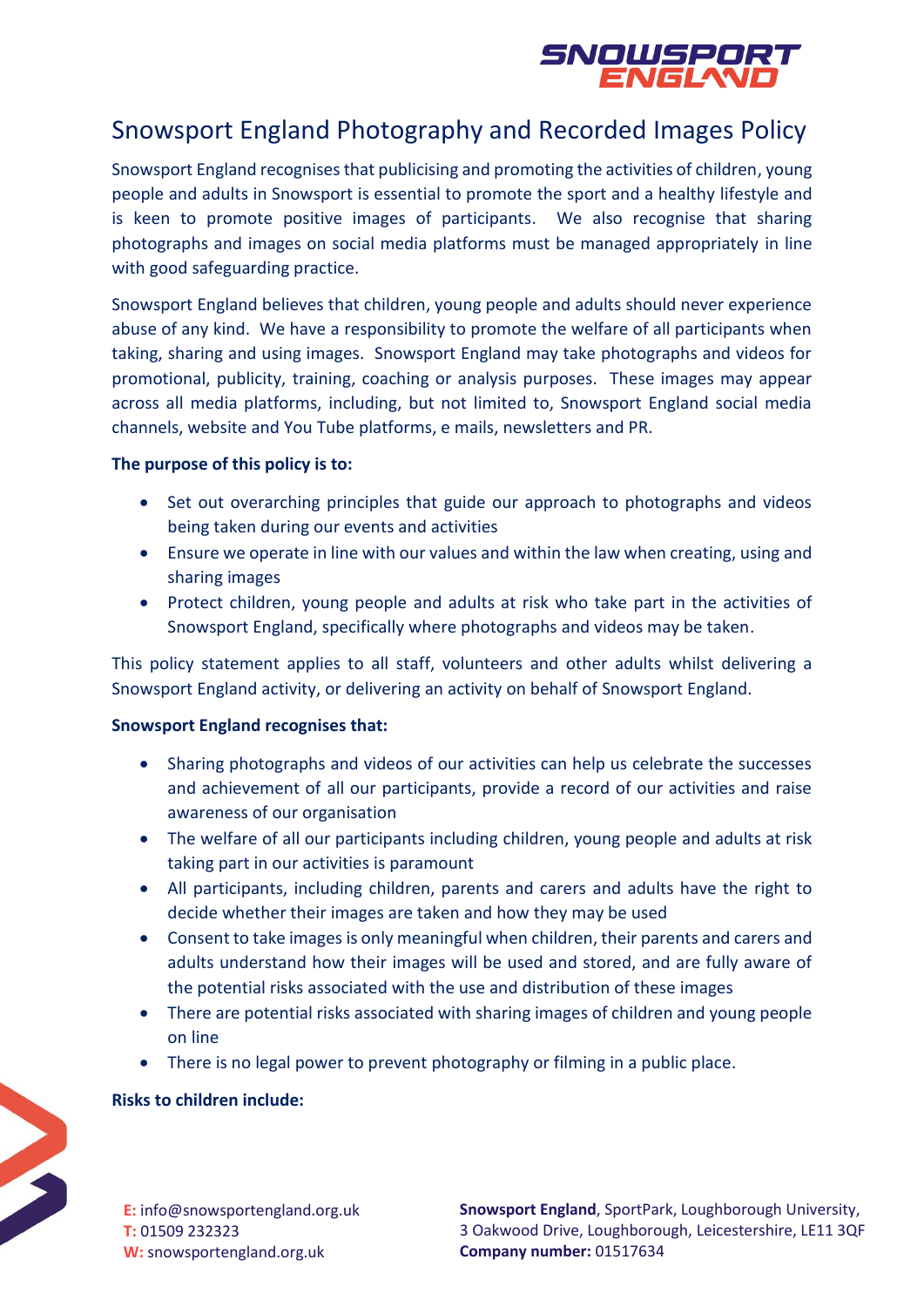# Snowsport England Photography and Recorded Images Policy

Snowsport England recognises that publicising and promoting the activities of children, young people and adults in Snowsport is essential to promote the sport and a healthy lifestyle and is keen to promote positive images of participants. We also recognise that sharing photographs and images on social media platforms must be managed appropriately in line with good safeguarding practice.

Snowsport England believes that children, young people and adults should never experience abuse of any kind. We have a responsibility to promote the welfare of all participants when taking, sharing and using images. Snowsport England may take photographs and videos for promotional, publicity, training, coaching or analysis purposes. These images may appear across all media platforms, including, but not limited to, Snowsport England social media channels, website and You Tube platforms, e mails, newsletters and PR.

**The purpose of this policy is to:**

- Set out overarching principles that guide our approach to photographs and videos being taken during our events and activities
- Ensure we operate in line with our values and within the law when creating, using and sharing images
- Protect children, young people and adults at risk who take part in the activities of Snowsport England, specifically where photographs and videos may be taken.

This policy statement applies to all staff, volunteers and other adults whilst delivering a Snowsport England activity, or delivering an activity on behalf of Snowsport England.

**Snowsport England recognises that:**

- Sharing photographs and videos of our activities can help us celebrate the successes and achievement of all our participants, provide a record of our activities and raise awareness of our organisation
- The welfare of all our participants including children, young people and adults at risk taking part in our activities is paramount
- All participants, including children, parents and carers and adults have the right to decide whether their images are taken and how they may be used
- Consent to take images is only meaningful when children, their parents and carers and adults understand how their images will be used and stored, and are fully aware of the potential risks associated with the use and distribution of these images
- There are potential risks associated with sharing images of children and young people on line
- There is no legal power to prevent photography or filming in a public place.

**Risks to children include:**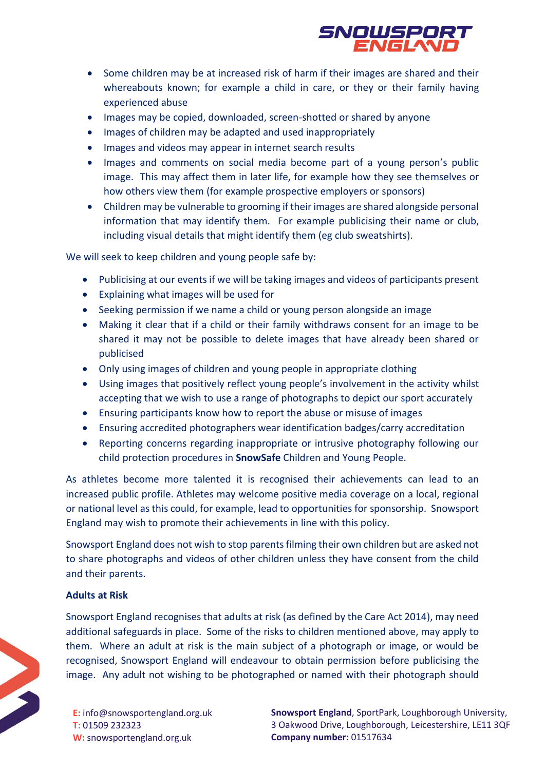- Some children may be at increased risk of harm if their images are shared and their whereabouts known; for example a child in care, or they or their family having experienced abuse
- Images may be copied, downloaded, screen-shotted or shared by anyone
- Images of children may be adapted and used inappropriately
- Images and videos may appear in internet search results
- Images and comments on social media become part of a young person's public image. This may affect them in later life, for example how they see themselves or how others view them (for example prospective employers or sponsors)
- Children may be vulnerable to grooming if their images are shared alongside personal information that may identify them. For example publicising their name or club, including visual details that might identify them (eg club sweatshirts).

We will seek to keep children and young people safe by:

- Publicising at our events if we will be taking images and videos of participants present
- Explaining what images will be used for
- Seeking permission if we name a child or young person alongside an image
- Making it clear that if a child or their family withdraws consent for an image to be shared it may not be possible to delete images that have already been shared or publicised
- Only using images of children and young people in appropriate clothing
- Using images that positively reflect young people's involvement in the activity whilst accepting that we wish to use a range of photographs to depict our sport accurately
- Ensuring participants know how to report the abuse or misuse of images
- Ensuring accredited photographers wear identification badges/carry accreditation
- Reporting concerns regarding inappropriate or intrusive photography following our child protection procedures in **SnowSafe** Children and Young People.

As athletes become more talented it is recognised their achievements can lead to an increased public profile. Athletes may welcome positive media coverage on a local, regional or national level as this could, for example, lead to opportunities for sponsorship. Snowsport England may wish to promote their achievements in line with this policy.

Snowsport England does not wish to stop parents filming their own children but are asked not to share photographs and videos of other children unless they have consent from the child and their parents.

**Adults at Risk**

Snowsport England recognises that adults at risk (as defined by the Care Act 2014), may need additional safeguards in place. Some of the risks to children mentioned above, may apply to them. Where an adult at risk is the main subject of a photograph or image, or would be recognised, Snowsport England will endeavour to obtain permission before publicising the image. Any adult not wishing to be photographed or named with their photograph should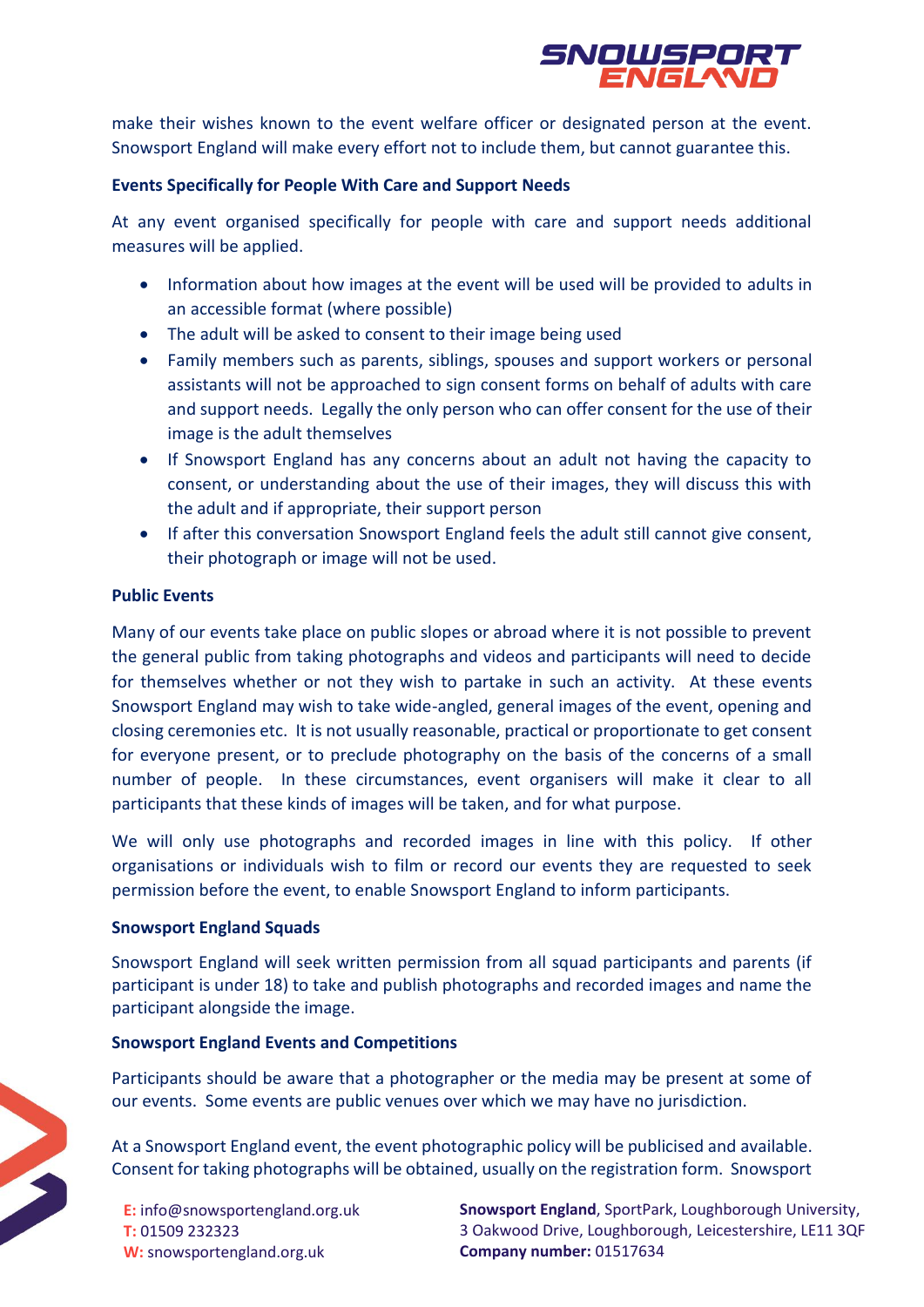make their wishes known to the event welfare officer or designated person at the event. Snowsport England will make every effort not to include them, but cannot guarantee this.

**Events Specifically for People With Care and Support Needs**

At any event organised specifically for people with care and support needs additional measures will be applied.

- Information about how images at the event will be used will be provided to adults in an accessible format (where possible)
- The adult will be asked to consent to their image being used
- Family members such as parents, siblings, spouses and support workers or personal assistants will not be approached to sign consent forms on behalf of adults with care and support needs. Legally the only person who can offer consent for the use of their image is the adult themselves
- If Snowsport England has any concerns about an adult not having the capacity to consent, or understanding about the use of their images, they will discuss this with the adult and if appropriate, their support person
- If after this conversation Snowsport England feels the adult still cannot give consent, their photograph or image will not be used.

**Public Events**

Many of our events take place on public slopes or abroad where it is not possible to prevent the general public from taking photographs and videos and participants will need to decide for themselves whether or not they wish to partake in such an activity. At these events Snowsport England may wish to take wide-angled, general images of the event, opening and closing ceremonies etc. It is not usually reasonable, practical or proportionate to get consent for everyone present, or to preclude photography on the basis of the concerns of a small number of people. In these circumstances, event organisers will make it clear to all participants that these kinds of images will be taken, and for what purpose.

We will only use photographs and recorded images in line with this policy. If other organisations or individuals wish to film or record our events they are requested to seek permission before the event, to enable Snowsport England to inform participants.

**Snowsport England Squads**

Snowsport England will seek written permission from all squad participants and parents (if participant is under 18) to take and publish photographs and recorded images and name the participant alongside the image.

**Snowsport England Events and Competitions**

Participants should be aware that a photographer or the media may be present at some of our events. Some events are public venues over which we may have no jurisdiction.

At a Snowsport England event, the event photographic policy will be publicised and available. Consent for taking photographs will be obtained, usually on the registration form. Snowsport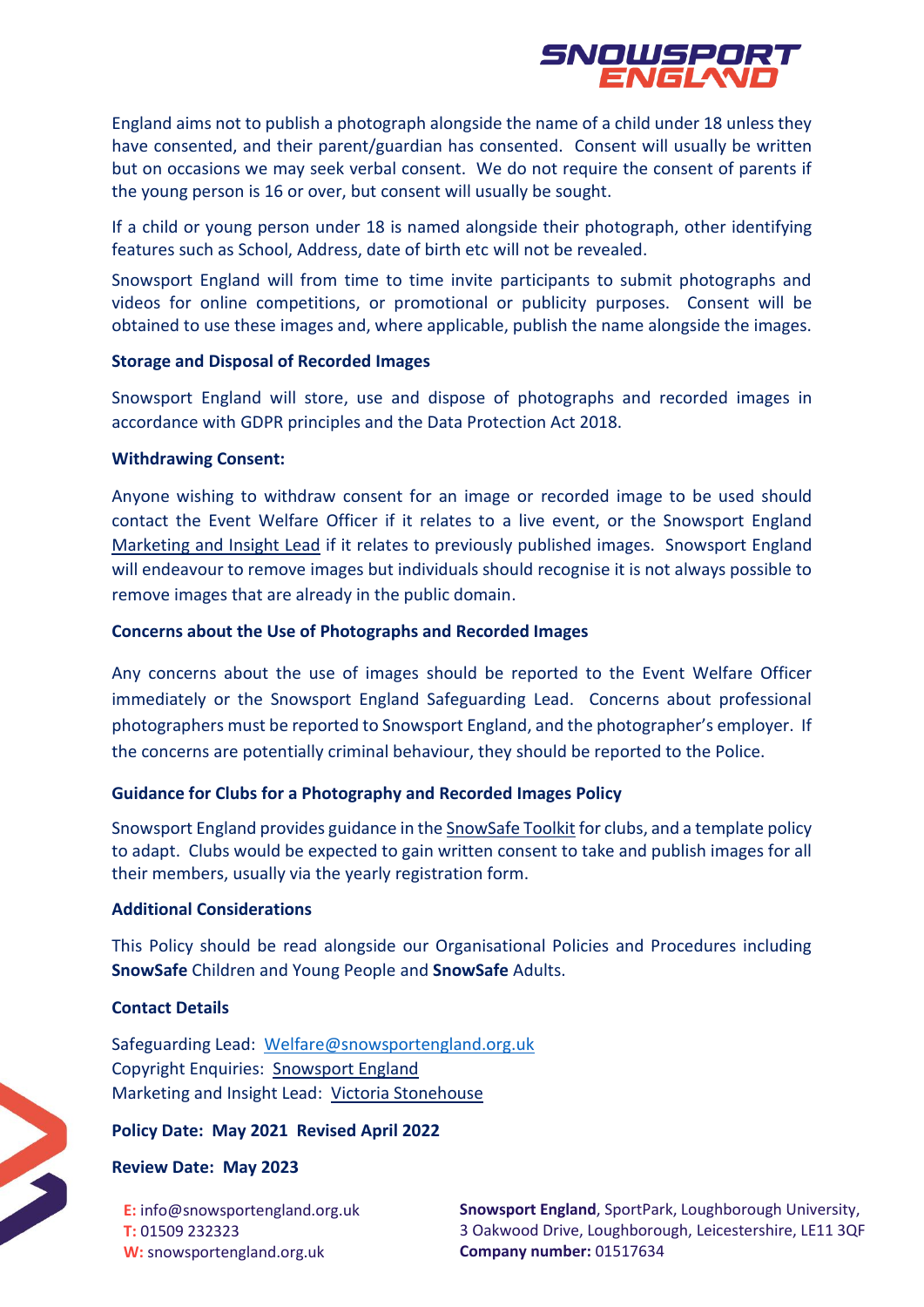England aims not to publish a photograph alongside the name of a child under 18 unless they have consented, and their parent/guardian has consented. Consent will usually be written but on occasions we may seek verbal consent. We do not require the consent of parents if the young person is 16 or over, but consent will usually be sought.

If a child or young person under 18 is named alongside their photograph, other identifying features such as School, Address, date of birth etc will not be revealed.

Snowsport England will from time to time invite participants to submit photographs and videos for online competitions, or promotional or publicity purposes. Consent will be obtained to use these images and, where applicable, publish the name alongside the images.

**Storage and Disposal of Recorded Images**

Snowsport England will store, use and dispose of photographs and recorded images in accordance with GDPR principles and the Data Protection Act 2018.

**Withdrawing Consent:**

Anyone wishing to withdraw consent for an image or recorded image to be used should contact the Event Welfare Officer if it relates to a live event, or the Snowsport England Marketing and Insight Lead if it relates to previously published images. Snowsport England will endeavour to remove images but individuals should recognise it is not always possible to remove images that are already in the public domain.

**Concerns about the Use of Photographs and Recorded Images**

Any concerns about the use of images should be reported to the Event Welfare Officer immediately or the Snowsport England Safeguarding Lead. Concerns about professional photographers must be reported to Snowsport England, and the photographer's employer. If the concerns are potentially criminal behaviour, they should be reported to the Police.

**Guidance for Clubs for a Photography and Recorded Images Policy**

Snowsport England provides guidance in the SnowSafe Toolkit for clubs, and a template policy to adapt. Clubs would be expected to gain written consent to take and publish images for all their members, usually via the yearly registration form.

**Additional Considerations**

This Policy should be read alongside our Organisational Policies and Procedures including **SnowSafe** Children and Young People and **SnowSafe** Adults.

**Contact Details**

Safeguarding Lead: Welfare@snowsportengland.org.uk
Copyright Enquiries: Snowsport England
Marketing and Insight Lead: Victoria Stonehouse

**Policy Date: May 2021 Revised April 2022**

**Review Date: May 2023**

**E:** info@snowsportengland.org.uk
**T:** 01509 232323
**W:** snowsportengland.org.uk

**Snowsport England**, SportPark, Loughborough University, 3 Oakwood Drive, Loughborough, Leicestershire, LE11 3QF
**Company number:** 01517634